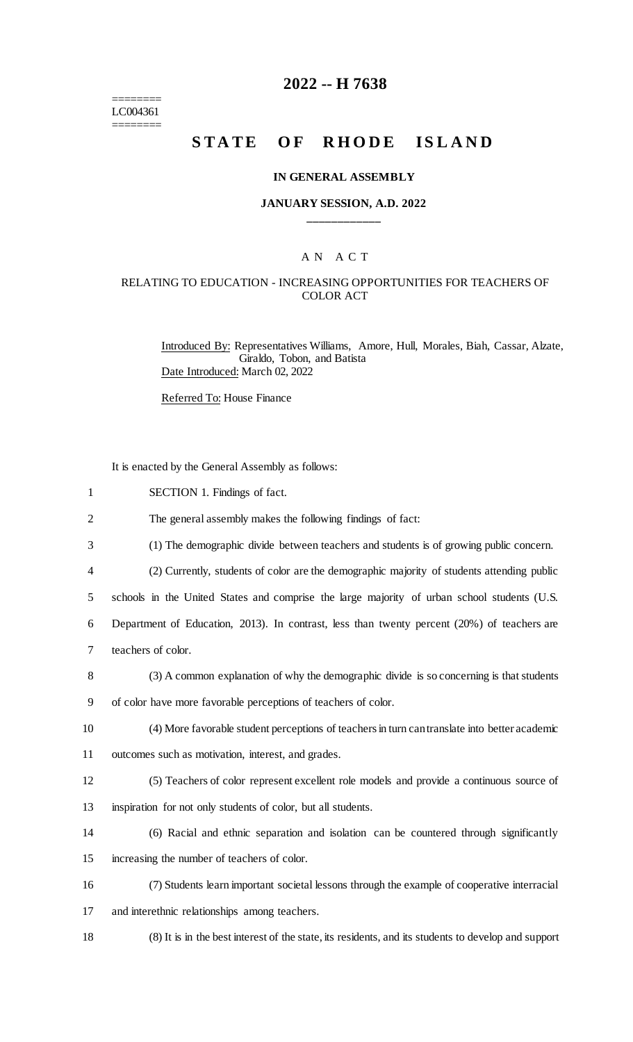# 2022 -- H 7638

========
LC004361
========

# STATE OF RHODE ISLAND

## IN GENERAL ASSEMBLY

### JANUARY SESSION, A.D. 2022

____________

A N A C T

RELATING TO EDUCATION - INCREASING OPPORTUNITIES FOR TEACHERS OF COLOR ACT

Introduced By: Representatives Williams, Amore, Hull, Morales, Biah, Cassar, Alzate, Giraldo, Tobon, and Batista
Date Introduced: March 02, 2022

Referred To: House Finance

It is enacted by the General Assembly as follows:

1 SECTION 1. Findings of fact.

2 The general assembly makes the following findings of fact:

3 (1) The demographic divide between teachers and students is of growing public concern.

4 (2) Currently, students of color are the demographic majority of students attending public
5 schools in the United States and comprise the large majority of urban school students (U.S.
6 Department of Education, 2013). In contrast, less than twenty percent (20%) of teachers are
7 teachers of color.

8 (3) A common explanation of why the demographic divide is so concerning is that students
9 of color have more favorable perceptions of teachers of color.

10 (4) More favorable student perceptions of teachers in turn can translate into better academic
11 outcomes such as motivation, interest, and grades.

12 (5) Teachers of color represent excellent role models and provide a continuous source of
13 inspiration for not only students of color, but all students.

14 (6) Racial and ethnic separation and isolation can be countered through significantly
15 increasing the number of teachers of color.

16 (7) Students learn important societal lessons through the example of cooperative interracial
17 and interethnic relationships among teachers.

18 (8) It is in the best interest of the state, its residents, and its students to develop and support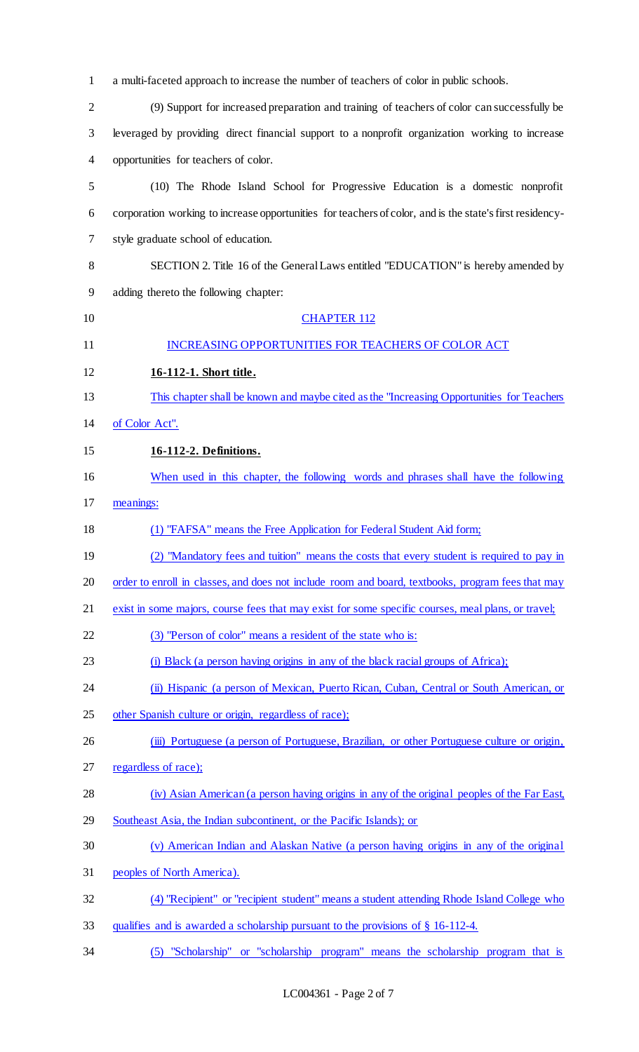a multi-faceted approach to increase the number of teachers of color in public schools.

(9) Support for increased preparation and training of teachers of color can successfully be leveraged by providing direct financial support to a nonprofit organization working to increase opportunities for teachers of color.

(10) The Rhode Island School for Progressive Education is a domestic nonprofit corporation working to increase opportunities for teachers of color, and is the state's first residency-style graduate school of education.

SECTION 2. Title 16 of the General Laws entitled "EDUCATION" is hereby amended by adding thereto the following chapter:

CHAPTER 112

INCREASING OPPORTUNITIES FOR TEACHERS OF COLOR ACT

**16-112-1. Short title.**

This chapter shall be known and maybe cited as the "Increasing Opportunities for Teachers of Color Act".

**16-112-2. Definitions.**

When used in this chapter, the following words and phrases shall have the following meanings:

(1) "FAFSA" means the Free Application for Federal Student Aid form;

(2) "Mandatory fees and tuition" means the costs that every student is required to pay in order to enroll in classes, and does not include room and board, textbooks, program fees that may exist in some majors, course fees that may exist for some specific courses, meal plans, or travel;

(3) "Person of color" means a resident of the state who is:

(i) Black (a person having origins in any of the black racial groups of Africa);

(ii) Hispanic (a person of Mexican, Puerto Rican, Cuban, Central or South American, or other Spanish culture or origin, regardless of race);

(iii) Portuguese (a person of Portuguese, Brazilian, or other Portuguese culture or origin, regardless of race);

(iv) Asian American (a person having origins in any of the original peoples of the Far East, Southeast Asia, the Indian subcontinent, or the Pacific Islands); or

(v) American Indian and Alaskan Native (a person having origins in any of the original peoples of North America).

(4) "Recipient" or "recipient student" means a student attending Rhode Island College who qualifies and is awarded a scholarship pursuant to the provisions of § 16-112-4.

(5) "Scholarship" or "scholarship program" means the scholarship program that is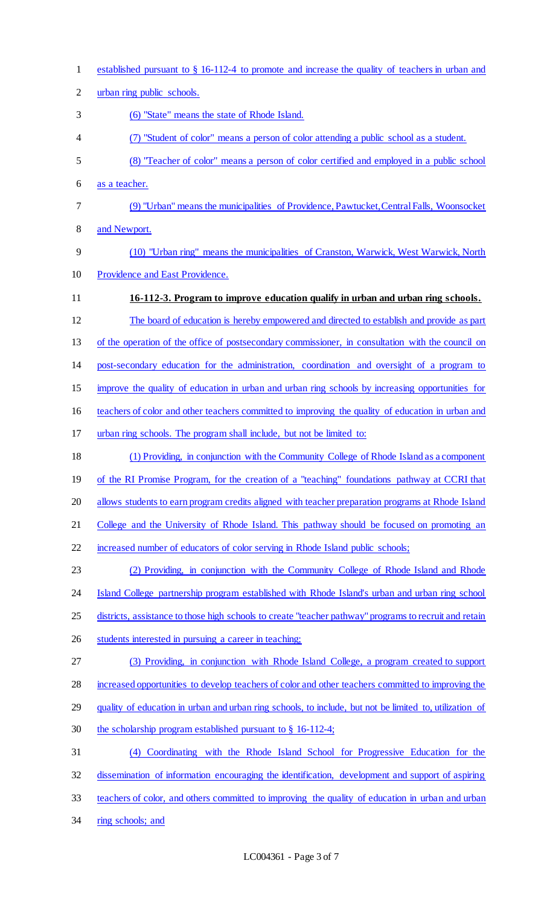established pursuant to § 16-112-4 to promote and increase the quality of teachers in urban and urban ring public schools.

(6) "State" means the state of Rhode Island.

(7) "Student of color" means a person of color attending a public school as a student.

(8) "Teacher of color" means a person of color certified and employed in a public school as a teacher.

(9) "Urban" means the municipalities of Providence, Pawtucket, Central Falls, Woonsocket and Newport.

(10) "Urban ring" means the municipalities of Cranston, Warwick, West Warwick, North Providence and East Providence.

**16-112-3. Program to improve education qualify in urban and urban ring schools.**

The board of education is hereby empowered and directed to establish and provide as part of the operation of the office of postsecondary commissioner, in consultation with the council on post-secondary education for the administration, coordination and oversight of a program to improve the quality of education in urban and urban ring schools by increasing opportunities for teachers of color and other teachers committed to improving the quality of education in urban and urban ring schools. The program shall include, but not be limited to:

(1) Providing, in conjunction with the Community College of Rhode Island as a component of the RI Promise Program, for the creation of a "teaching" foundations pathway at CCRI that allows students to earn program credits aligned with teacher preparation programs at Rhode Island College and the University of Rhode Island. This pathway should be focused on promoting an increased number of educators of color serving in Rhode Island public schools;

(2) Providing, in conjunction with the Community College of Rhode Island and Rhode Island College partnership program established with Rhode Island's urban and urban ring school districts, assistance to those high schools to create "teacher pathway" programs to recruit and retain students interested in pursuing a career in teaching;

(3) Providing, in conjunction with Rhode Island College, a program created to support increased opportunities to develop teachers of color and other teachers committed to improving the quality of education in urban and urban ring schools, to include, but not be limited to, utilization of the scholarship program established pursuant to § 16-112-4;

(4) Coordinating with the Rhode Island School for Progressive Education for the dissemination of information encouraging the identification, development and support of aspiring teachers of color, and others committed to improving the quality of education in urban and urban ring schools; and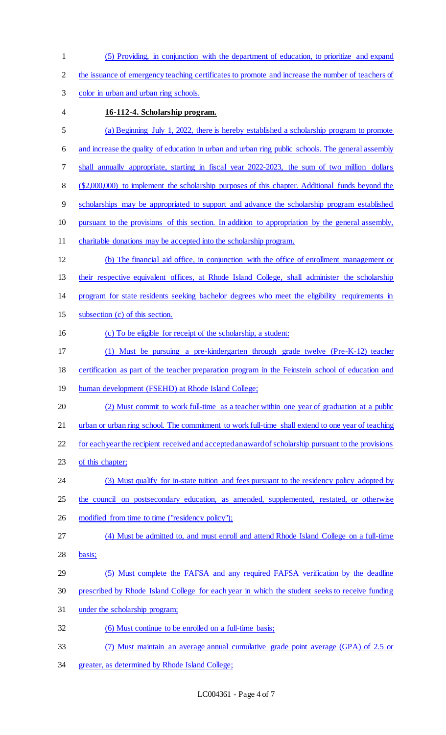(5) Providing, in conjunction with the department of education, to prioritize and expand the issuance of emergency teaching certificates to promote and increase the number of teachers of color in urban and urban ring schools.

**16-112-4. Scholarship program.**

(a) Beginning July 1, 2022, there is hereby established a scholarship program to promote and increase the quality of education in urban and urban ring public schools. The general assembly shall annually appropriate, starting in fiscal year 2022-2023, the sum of two million dollars ($2,000,000) to implement the scholarship purposes of this chapter. Additional funds beyond the scholarships may be appropriated to support and advance the scholarship program established pursuant to the provisions of this section. In addition to appropriation by the general assembly, charitable donations may be accepted into the scholarship program.

(b) The financial aid office, in conjunction with the office of enrollment management or their respective equivalent offices, at Rhode Island College, shall administer the scholarship program for state residents seeking bachelor degrees who meet the eligibility requirements in subsection (c) of this section.

(c) To be eligible for receipt of the scholarship, a student:

(1) Must be pursuing a pre-kindergarten through grade twelve (Pre-K-12) teacher certification as part of the teacher preparation program in the Feinstein school of education and human development (FSEHD) at Rhode Island College;

(2) Must commit to work full-time as a teacher within one year of graduation at a public urban or urban ring school. The commitment to work full-time shall extend to one year of teaching for each year the recipient received and accepted an award of scholarship pursuant to the provisions of this chapter;

(3) Must qualify for in-state tuition and fees pursuant to the residency policy adopted by the council on postsecondary education, as amended, supplemented, restated, or otherwise modified from time to time ("residency policy");

(4) Must be admitted to, and must enroll and attend Rhode Island College on a full-time basis;

(5) Must complete the FAFSA and any required FAFSA verification by the deadline prescribed by Rhode Island College for each year in which the student seeks to receive funding under the scholarship program;

(6) Must continue to be enrolled on a full-time basis;

(7) Must maintain an average annual cumulative grade point average (GPA) of 2.5 or greater, as determined by Rhode Island College;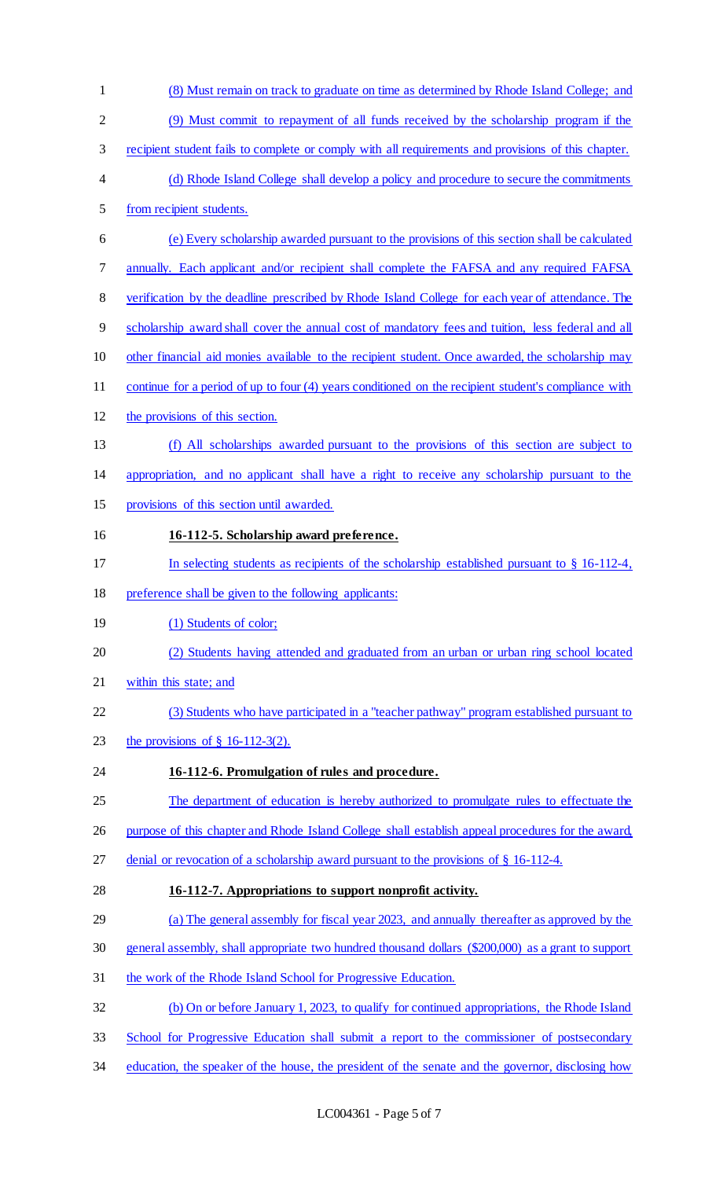(8) Must remain on track to graduate on time as determined by Rhode Island College; and

(9) Must commit to repayment of all funds received by the scholarship program if the recipient student fails to complete or comply with all requirements and provisions of this chapter.

(d) Rhode Island College shall develop a policy and procedure to secure the commitments from recipient students.

(e) Every scholarship awarded pursuant to the provisions of this section shall be calculated annually. Each applicant and/or recipient shall complete the FAFSA and any required FAFSA verification by the deadline prescribed by Rhode Island College for each year of attendance. The scholarship award shall cover the annual cost of mandatory fees and tuition, less federal and all other financial aid monies available to the recipient student. Once awarded, the scholarship may continue for a period of up to four (4) years conditioned on the recipient student's compliance with the provisions of this section.

(f) All scholarships awarded pursuant to the provisions of this section are subject to appropriation, and no applicant shall have a right to receive any scholarship pursuant to the provisions of this section until awarded.

**16-112-5. Scholarship award preference.**

In selecting students as recipients of the scholarship established pursuant to § 16-112-4, preference shall be given to the following applicants:

(1) Students of color;

(2) Students having attended and graduated from an urban or urban ring school located within this state; and

(3) Students who have participated in a "teacher pathway" program established pursuant to the provisions of § 16-112-3(2).

**16-112-6. Promulgation of rules and procedure.**

The department of education is hereby authorized to promulgate rules to effectuate the purpose of this chapter and Rhode Island College shall establish appeal procedures for the award, denial or revocation of a scholarship award pursuant to the provisions of § 16-112-4.

**16-112-7. Appropriations to support nonprofit activity.**

(a) The general assembly for fiscal year 2023, and annually thereafter as approved by the general assembly, shall appropriate two hundred thousand dollars ($200,000) as a grant to support the work of the Rhode Island School for Progressive Education.

(b) On or before January 1, 2023, to qualify for continued appropriations, the Rhode Island School for Progressive Education shall submit a report to the commissioner of postsecondary education, the speaker of the house, the president of the senate and the governor, disclosing how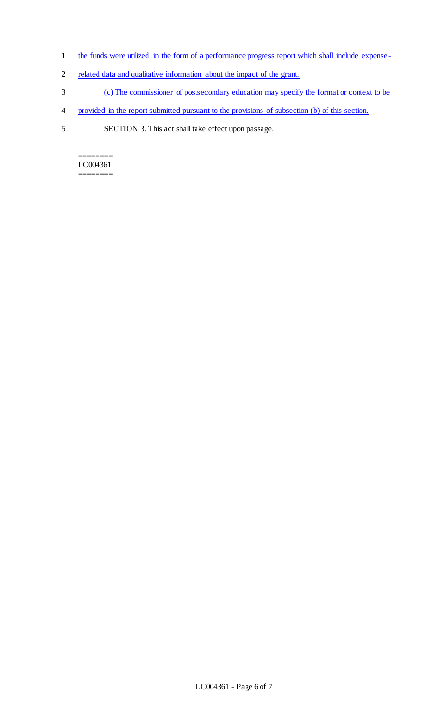the funds were utilized in the form of a performance progress report which shall include expense-related data and qualitative information about the impact of the grant.

(c) The commissioner of postsecondary education may specify the format or context to be provided in the report submitted pursuant to the provisions of subsection (b) of this section.

SECTION 3. This act shall take effect upon passage.

========
LC004361
========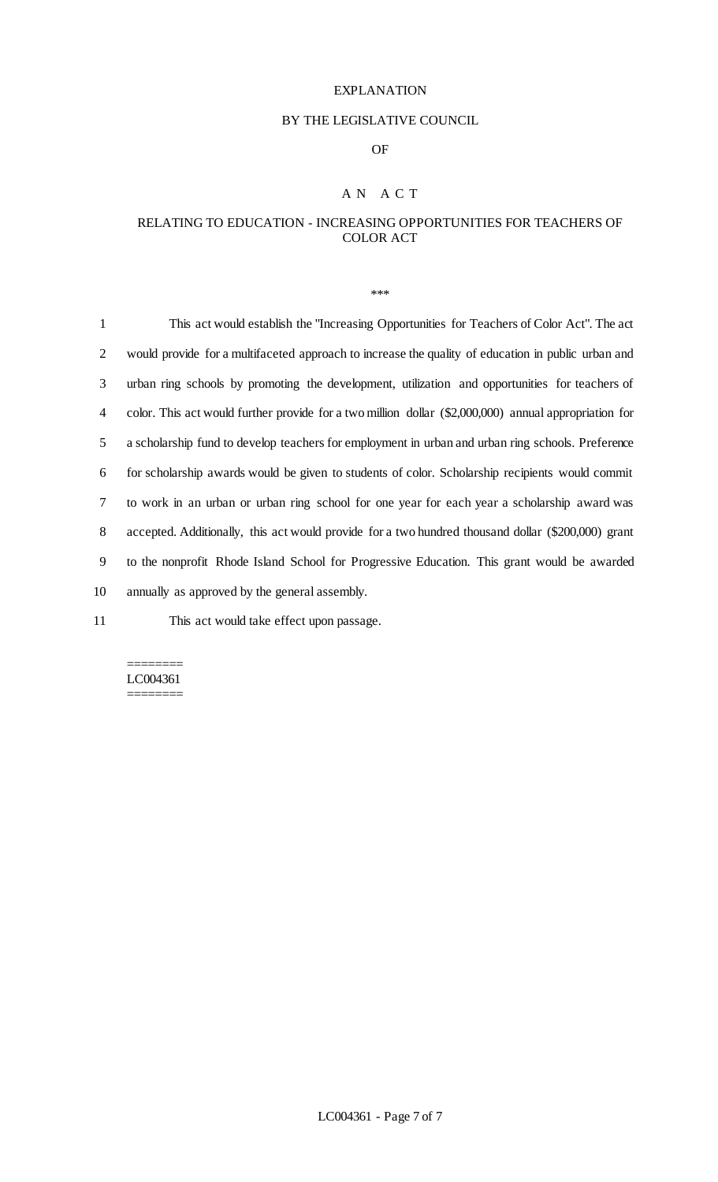EXPLANATION

BY THE LEGISLATIVE COUNCIL

OF

A N A C T

RELATING TO EDUCATION - INCREASING OPPORTUNITIES FOR TEACHERS OF COLOR ACT

\*\*\*

This act would establish the "Increasing Opportunities for Teachers of Color Act". The act would provide for a multifaceted approach to increase the quality of education in public urban and urban ring schools by promoting the development, utilization and opportunities for teachers of color. This act would further provide for a two million dollar ($2,000,000) annual appropriation for a scholarship fund to develop teachers for employment in urban and urban ring schools. Preference for scholarship awards would be given to students of color. Scholarship recipients would commit to work in an urban or urban ring school for one year for each year a scholarship award was accepted. Additionally, this act would provide for a two hundred thousand dollar ($200,000) grant to the nonprofit Rhode Island School for Progressive Education. This grant would be awarded annually as approved by the general assembly.

This act would take effect upon passage.

========
LC004361
========